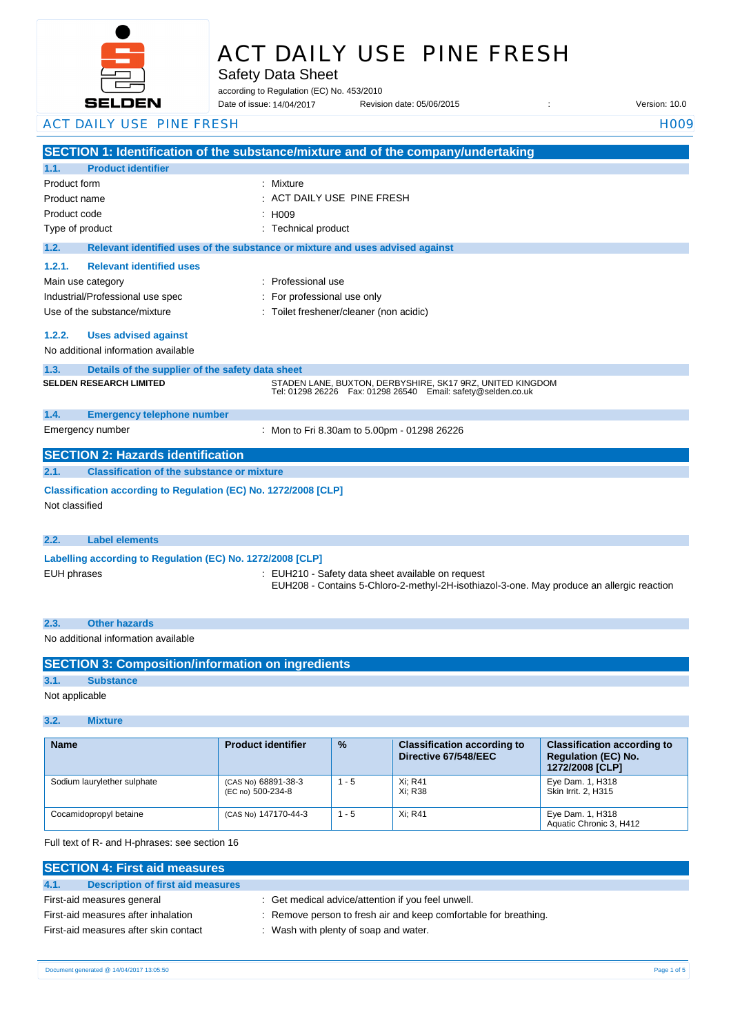# ACT DAILY USE PINE FRESH

Safety Data Sheet

according to Regulation (EC) No. 453/2010

Date of issue: 14/04/2017 Revision date: 05/06/2015 : Version: 10.0

## SECTION 1: Identification of the substance/mixture and of the company/undertaking

### 1.1. Product identifier

Product form : Mixture

Product name : ACT DAILY USE PINE FRESH

Product code : H009

Type of product : Technical product

### 1.2. Relevant identified uses of the substance or mixture and uses advised against

#### 1.2.1. Relevant identified uses

Main use category : Professional use

Industrial/Professional use spec : For professional use only

Use of the substance/mixture : Toilet freshener/cleaner (non acidic)

#### 1.2.2. Uses advised against

No additional information available

### 1.3. Details of the supplier of the safety data sheet

**SELDEN RESEARCH LIMITED**

STADEN LANE, BUXTON, DERBYSHIRE, SK17 9RZ, UNITED KINGDOM
Tel: 01298 26226 Fax: 01298 26540 Email: safety@selden.co.uk

### 1.4. Emergency telephone number

Emergency number : Mon to Fri 8.30am to 5.00pm - 01298 26226

## SECTION 2: Hazards identification

### 2.1. Classification of the substance or mixture

**Classification according to Regulation (EC) No. 1272/2008 [CLP]**

Not classified

### 2.2. Label elements

**Labelling according to Regulation (EC) No. 1272/2008 [CLP]**

EUH phrases : EUH210 - Safety data sheet available on request
EUH208 - Contains 5-Chloro-2-methyl-2H-isothiazol-3-one. May produce an allergic reaction

### 2.3. Other hazards

No additional information available

## SECTION 3: Composition/information on ingredients

### 3.1. Substance

Not applicable

### 3.2. Mixture

| Name | Product identifier | % | Classification according to Directive 67/548/EEC | Classification according to Regulation (EC) No. 1272/2008 [CLP] |
|---|---|---|---|---|
| Sodium laurylether sulphate | (CAS No) 68891-38-3<br>(EC no) 500-234-8 | 1 - 5 | Xi; R41<br>Xi; R38 | Eye Dam. 1, H318<br>Skin Irrit. 2, H315 |
| Cocamidopropyl betaine | (CAS No) 147170-44-3 | 1 - 5 | Xi; R41 | Eye Dam. 1, H318<br>Aquatic Chronic 3, H412 |

Full text of R- and H-phrases: see section 16

## SECTION 4: First aid measures

### 4.1. Description of first aid measures

First-aid measures general : Get medical advice/attention if you feel unwell.

First-aid measures after inhalation : Remove person to fresh air and keep comfortable for breathing.

First-aid measures after skin contact : Wash with plenty of soap and water.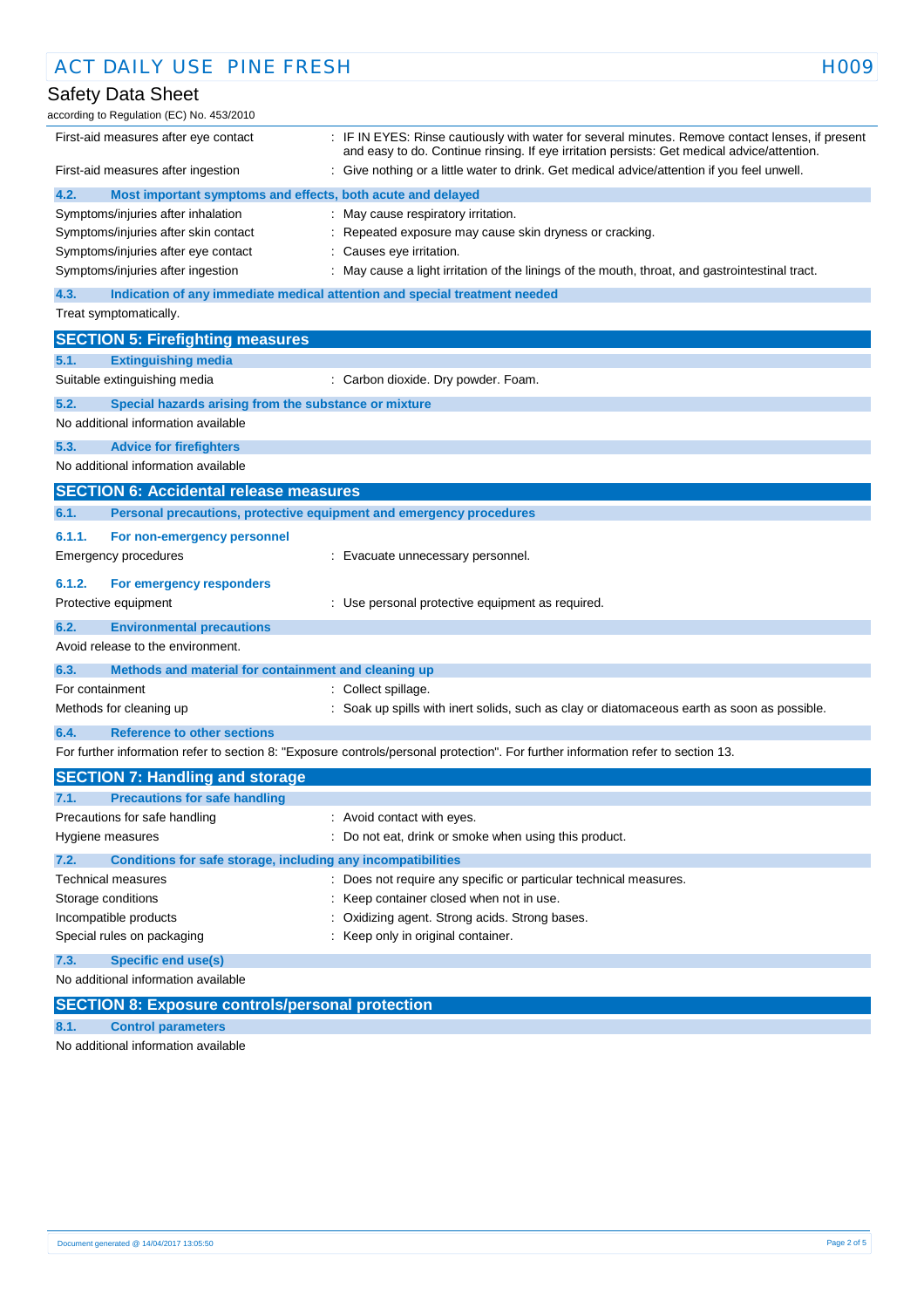| | |
|---|---|
| First-aid measures after eye contact | : IF IN EYES: Rinse cautiously with water for several minutes. Remove contact lenses, if present and easy to do. Continue rinsing. If eye irritation persists: Get medical advice/attention. |
| First-aid measures after ingestion | : Give nothing or a little water to drink. Get medical advice/attention if you feel unwell. |

### 4.2. Most important symptoms and effects, both acute and delayed

| | |
|---|---|
| Symptoms/injuries after inhalation | : May cause respiratory irritation. |
| Symptoms/injuries after skin contact | : Repeated exposure may cause skin dryness or cracking. |
| Symptoms/injuries after eye contact | : Causes eye irritation. |
| Symptoms/injuries after ingestion | : May cause a light irritation of the linings of the mouth, throat, and gastrointestinal tract. |

### 4.3. Indication of any immediate medical attention and special treatment needed

Treat symptomatically.

## SECTION 5: Firefighting measures

### 5.1. Extinguishing media

| | |
|---|---|
| Suitable extinguishing media | : Carbon dioxide. Dry powder. Foam. |

### 5.2. Special hazards arising from the substance or mixture

No additional information available

### 5.3. Advice for firefighters

No additional information available

## SECTION 6: Accidental release measures

### 6.1. Personal precautions, protective equipment and emergency procedures

#### 6.1.1. For non-emergency personnel

| | |
|---|---|
| Emergency procedures | : Evacuate unnecessary personnel. |

#### 6.1.2. For emergency responders

| | |
|---|---|
| Protective equipment | : Use personal protective equipment as required. |

### 6.2. Environmental precautions

Avoid release to the environment.

### 6.3. Methods and material for containment and cleaning up

| | |
|---|---|
| For containment | : Collect spillage. |
| Methods for cleaning up | : Soak up spills with inert solids, such as clay or diatomaceous earth as soon as possible. |

### 6.4. Reference to other sections

For further information refer to section 8: "Exposure controls/personal protection". For further information refer to section 13.

## SECTION 7: Handling and storage

### 7.1. Precautions for safe handling

| | |
|---|---|
| Precautions for safe handling | : Avoid contact with eyes. |
| Hygiene measures | : Do not eat, drink or smoke when using this product. |

### 7.2. Conditions for safe storage, including any incompatibilities

| | |
|---|---|
| Technical measures | : Does not require any specific or particular technical measures. |
| Storage conditions | : Keep container closed when not in use. |
| Incompatible products | : Oxidizing agent. Strong acids. Strong bases. |
| Special rules on packaging | : Keep only in original container. |

### 7.3. Specific end use(s)

No additional information available

## SECTION 8: Exposure controls/personal protection

### 8.1. Control parameters

No additional information available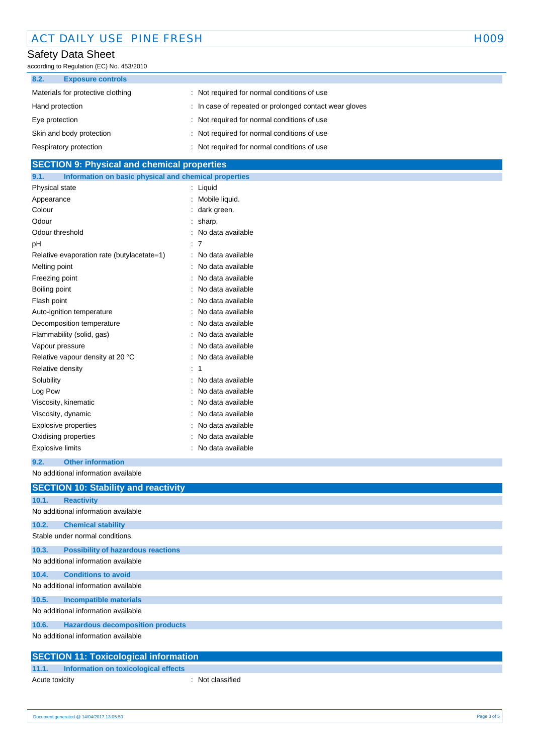### 8.2. Exposure controls

| | |
|---|---|
| Materials for protective clothing | : Not required for normal conditions of use |
| Hand protection | : In case of repeated or prolonged contact wear gloves |
| Eye protection | : Not required for normal conditions of use |
| Skin and body protection | : Not required for normal conditions of use |
| Respiratory protection | : Not required for normal conditions of use |

## SECTION 9: Physical and chemical properties

### 9.1. Information on basic physical and chemical properties

| | |
|---|---|
| Physical state | : Liquid |
| Appearance | : Mobile liquid. |
| Colour | : dark green. |
| Odour | : sharp. |
| Odour threshold | : No data available |
| pH | : 7 |
| Relative evaporation rate (butylacetate=1) | : No data available |
| Melting point | : No data available |
| Freezing point | : No data available |
| Boiling point | : No data available |
| Flash point | : No data available |
| Auto-ignition temperature | : No data available |
| Decomposition temperature | : No data available |
| Flammability (solid, gas) | : No data available |
| Vapour pressure | : No data available |
| Relative vapour density at 20 °C | : No data available |
| Relative density | : 1 |
| Solubility | : No data available |
| Log Pow | : No data available |
| Viscosity, kinematic | : No data available |
| Viscosity, dynamic | : No data available |
| Explosive properties | : No data available |
| Oxidising properties | : No data available |
| Explosive limits | : No data available |

### 9.2. Other information

No additional information available

## SECTION 10: Stability and reactivity

### 10.1. Reactivity

No additional information available

### 10.2. Chemical stability

Stable under normal conditions.

### 10.3. Possibility of hazardous reactions

No additional information available

### 10.4. Conditions to avoid

No additional information available

### 10.5. Incompatible materials

No additional information available

### 10.6. Hazardous decomposition products

No additional information available

## SECTION 11: Toxicological information

### 11.1. Information on toxicological effects

| | |
|---|---|
| Acute toxicity | : Not classified |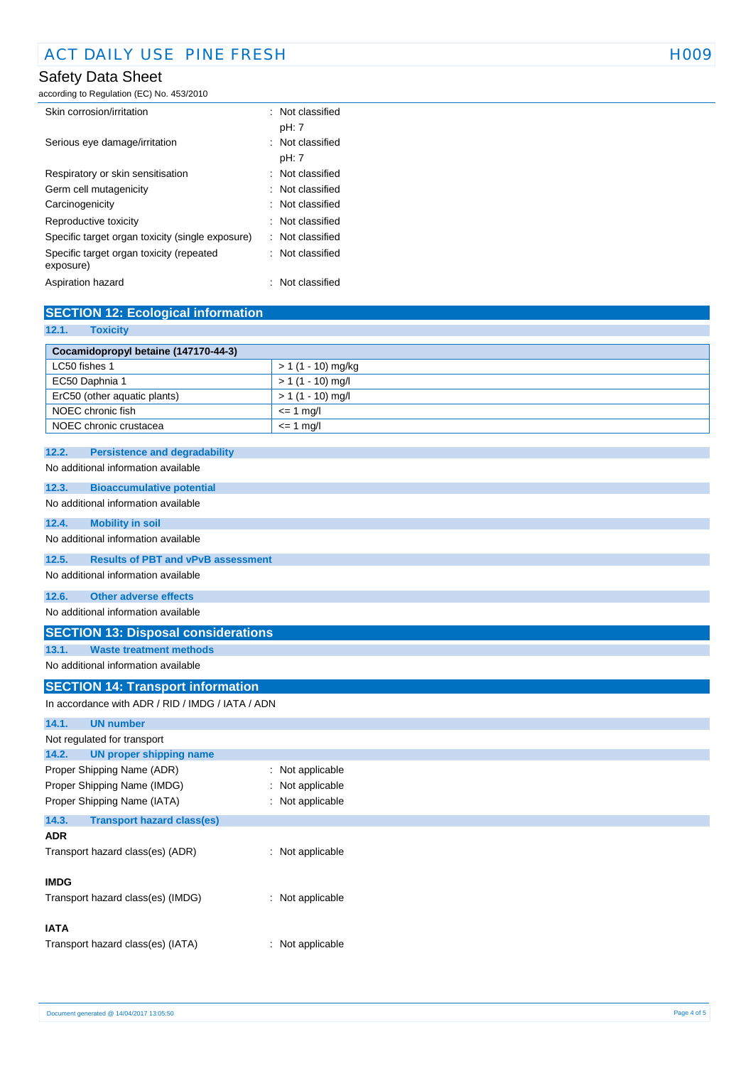| | |
|---|---|
| Skin corrosion/irritation | : Not classified<br>pH: 7 |
| Serious eye damage/irritation | : Not classified<br>pH: 7 |
| Respiratory or skin sensitisation | : Not classified |
| Germ cell mutagenicity | : Not classified |
| Carcinogenicity | : Not classified |
| Reproductive toxicity | : Not classified |
| Specific target organ toxicity (single exposure) | : Not classified |
| Specific target organ toxicity (repeated exposure) | : Not classified |
| Aspiration hazard | : Not classified |

## SECTION 12: Ecological information

### 12.1. Toxicity

| Cocamidopropyl betaine (147170-44-3) | |
|---|---|
| LC50 fishes 1 | > 1 (1 - 10) mg/kg |
| EC50 Daphnia 1 | > 1 (1 - 10) mg/l |
| ErC50 (other aquatic plants) | > 1 (1 - 10) mg/l |
| NOEC chronic fish | <= 1 mg/l |
| NOEC chronic crustacea | <= 1 mg/l |

### 12.2. Persistence and degradability

No additional information available

### 12.3. Bioaccumulative potential

No additional information available

### 12.4. Mobility in soil

No additional information available

### 12.5. Results of PBT and vPvB assessment

No additional information available

### 12.6. Other adverse effects

No additional information available

## SECTION 13: Disposal considerations

### 13.1. Waste treatment methods

No additional information available

## SECTION 14: Transport information

In accordance with ADR / RID / IMDG / IATA / ADN

### 14.1. UN number

Not regulated for transport

### 14.2. UN proper shipping name

| | |
|---|---|
| Proper Shipping Name (ADR) | : Not applicable |
| Proper Shipping Name (IMDG) | : Not applicable |
| Proper Shipping Name (IATA) | : Not applicable |

### 14.3. Transport hazard class(es)

**ADR**

Transport hazard class(es) (ADR) : Not applicable

**IMDG**

Transport hazard class(es) (IMDG) : Not applicable

**IATA**

Transport hazard class(es) (IATA) : Not applicable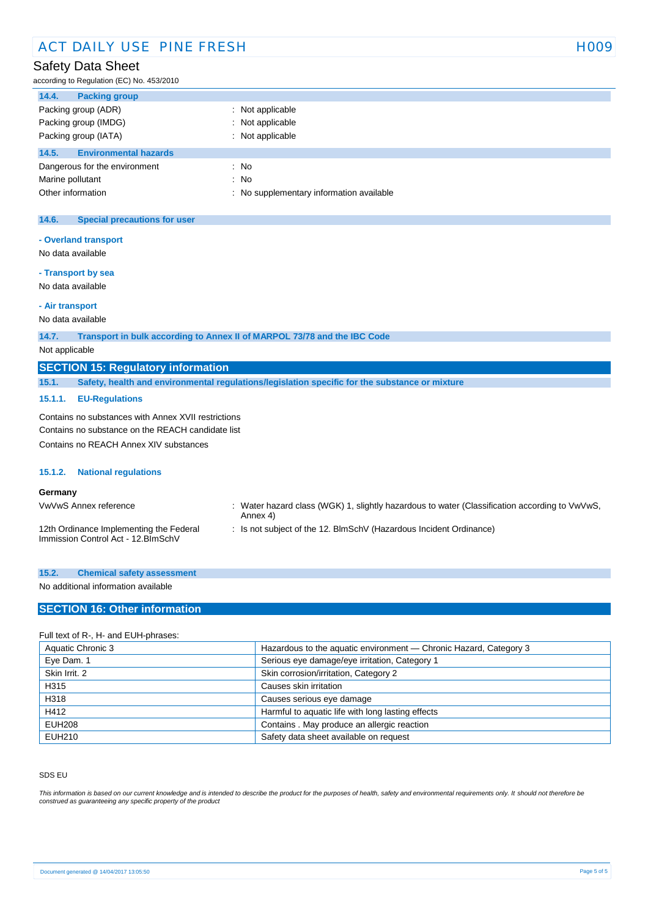### 14.4. Packing group

| | |
|---|---|
| Packing group (ADR) | : Not applicable |
| Packing group (IMDG) | : Not applicable |
| Packing group (IATA) | : Not applicable |

### 14.5. Environmental hazards

| | |
|---|---|
| Dangerous for the environment | : No |
| Marine pollutant | : No |
| Other information | : No supplementary information available |

### 14.6. Special precautions for user

**- Overland transport**

No data available

**- Transport by sea**

No data available

**- Air transport**

No data available

### 14.7. Transport in bulk according to Annex II of MARPOL 73/78 and the IBC Code

Not applicable

## SECTION 15: Regulatory information

### 15.1. Safety, health and environmental regulations/legislation specific for the substance or mixture

#### 15.1.1. EU-Regulations

Contains no substances with Annex XVII restrictions

Contains no substance on the REACH candidate list

Contains no REACH Annex XIV substances

#### 15.1.2. National regulations

**Germany**

| | |
|---|---|
| VwVwS Annex reference | : Water hazard class (WGK) 1, slightly hazardous to water (Classification according to VwVwS, Annex 4) |
| 12th Ordinance Implementing the Federal Immission Control Act - 12.BImSchV | : Is not subject of the 12. BlmSchV (Hazardous Incident Ordinance) |

### 15.2. Chemical safety assessment

No additional information available

## SECTION 16: Other information

Full text of R-, H- and EUH-phrases:

| | |
|---|---|
| Aquatic Chronic 3 | Hazardous to the aquatic environment — Chronic Hazard, Category 3 |
| Eye Dam. 1 | Serious eye damage/eye irritation, Category 1 |
| Skin Irrit. 2 | Skin corrosion/irritation, Category 2 |
| H315 | Causes skin irritation |
| H318 | Causes serious eye damage |
| H412 | Harmful to aquatic life with long lasting effects |
| EUH208 | Contains . May produce an allergic reaction |
| EUH210 | Safety data sheet available on request |

SDS EU

*This information is based on our current knowledge and is intended to describe the product for the purposes of health, safety and environmental requirements only. It should not therefore be construed as guaranteeing any specific property of the product*